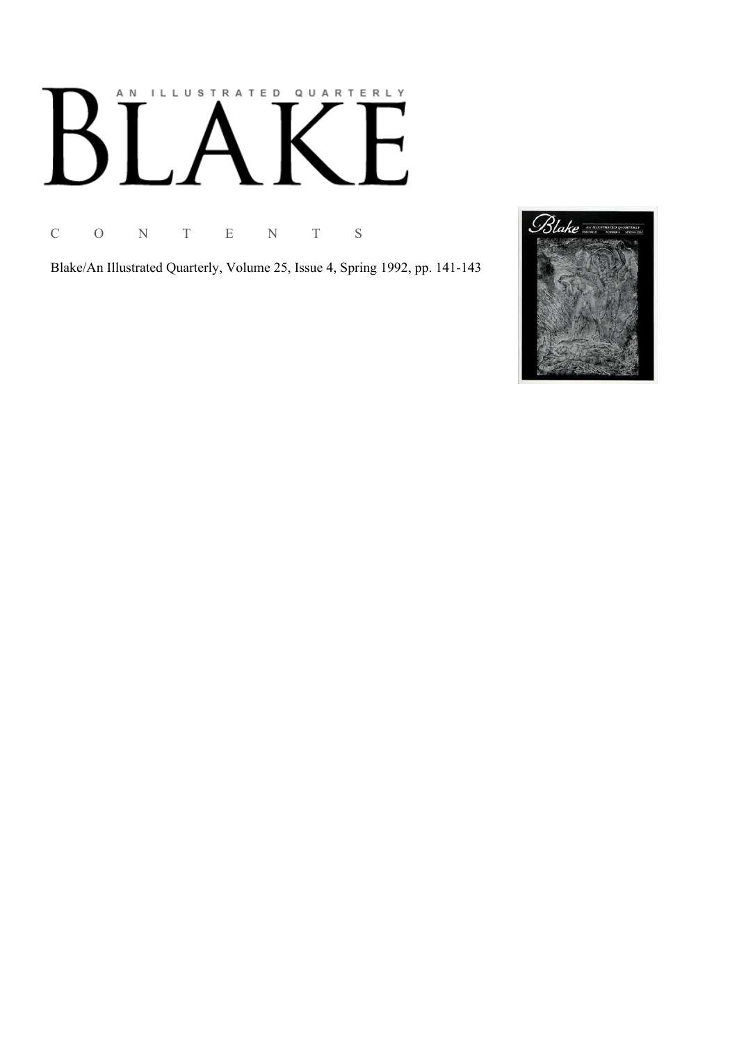# AN ILLUSTRATED QUARTERLY

# BLAKE

C O N T E N T S

Blake/An Illustrated Quarterly, Volume 25, Issue 4, Spring 1992, pp. 141-143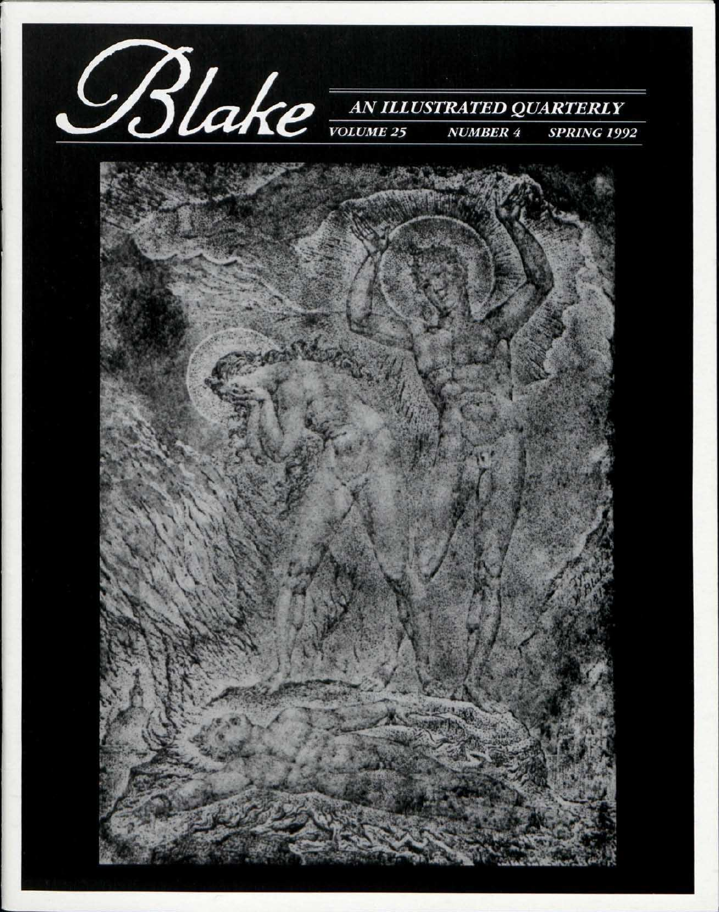# Blake

## AN ILLUSTRATED QUARTERLY

VOLUME 25 NUMBER 4 SPRING 1992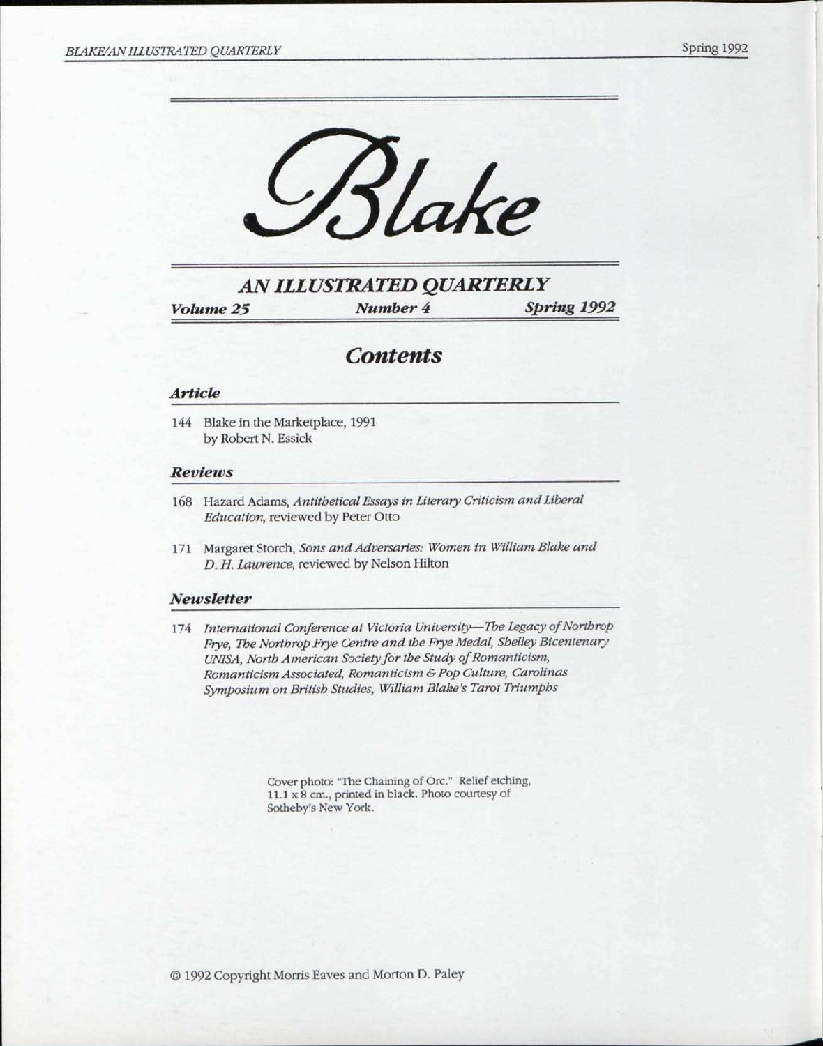# Blake

## AN ILLUSTRATED QUARTERLY

**Volume 25** **Number 4** **Spring 1992**

## Contents

### Article

144 Blake in the Marketplace, 1991
by Robert N. Essick

### Reviews

168 Hazard Adams, *Antithetical Essays in Literary Criticism and Liberal Education*, reviewed by Peter Otto

171 Margaret Storch, *Sons and Adversaries: Women in William Blake and D. H. Lawrence*, reviewed by Nelson Hilton

### Newsletter

174 *International Conference at Victoria University—The Legacy of Northrop Frye, The Northrop Frye Centre and the Frye Medal, Shelley Bicentenary UNISA, North American Society for the Study of Romanticism, Romanticism Associated, Romanticism & Pop Culture, Carolinas Symposium on British Studies, William Blake's Tarot Triumphs*

Cover photo: "The Chaining of Orc." Relief etching, 11.1 x 8 cm., printed in black. Photo courtesy of Sotheby's New York.

© 1992 Copyright Morris Eaves and Morton D. Paley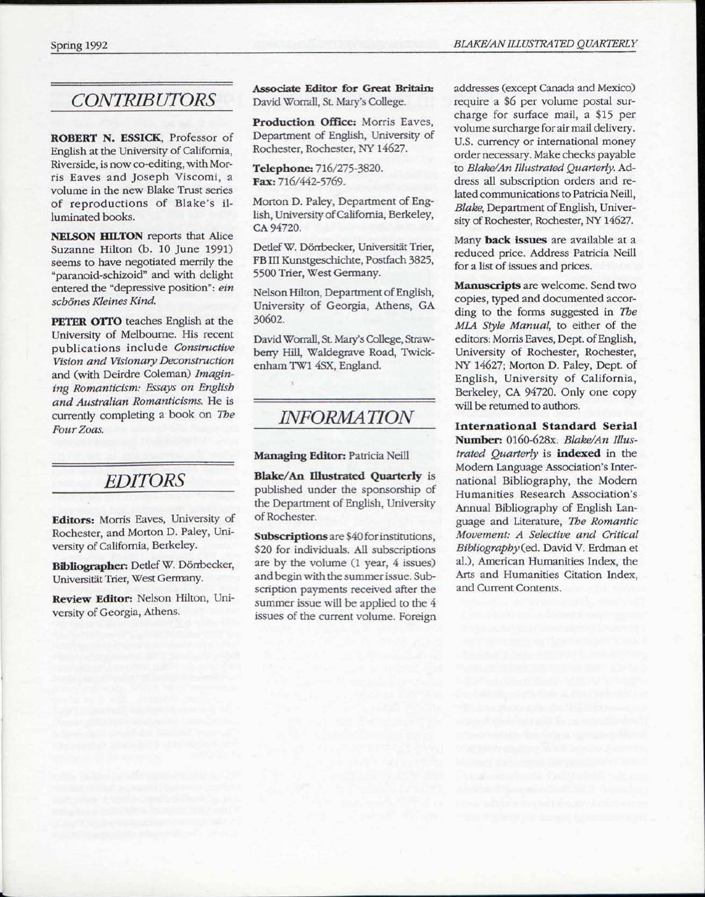## CONTRIBUTORS

**ROBERT N. ESSICK**, Professor of English at the University of California, Riverside, is now co-editing, with Morris Eaves and Joseph Viscomi, a volume in the new Blake Trust series of reproductions of Blake's illuminated books.

**NELSON HILTON** reports that Alice Suzanne Hilton (b. 10 June 1991) seems to have negotiated merrily the "paranoid-schizoid" and with delight entered the "depressive position": *ein schönes Kleines Kind.*

**PETER OTTO** teaches English at the University of Melbourne. His recent publications include *Constructive Vision and Visionary Deconstruction* and (with Deirdre Coleman) *Imagining Romanticism: Essays on English and Australian Romanticisms.* He is currently completing a book on *The Four Zoas.*

## EDITORS

**Editors:** Morris Eaves, University of Rochester, and Morton D. Paley, University of California, Berkeley.

**Bibliographer:** Detlef W. Dörrbecker, Universität Trier, West Germany.

**Review Editor:** Nelson Hilton, University of Georgia, Athens.

**Associate Editor for Great Britain:** David Worrall, St. Mary's College.

**Production Office:** Morris Eaves, Department of English, University of Rochester, Rochester, NY 14627.

**Telephone:** 716/275-3820.
**Fax:** 716/442-5769.

Morton D. Paley, Department of English, University of California, Berkeley, CA 94720.

Detlef W. Dörrbecker, Universität Trier, FB III Kunstgeschichte, Postfach 3825, 5500 Trier, West Germany.

Nelson Hilton, Department of English, University of Georgia, Athens, GA 30602.

David Worrall, St. Mary's College, Strawberry Hill, Waldegrave Road, Twickenham TW1 4SX, England.

## INFORMATION

**Managing Editor:** Patricia Neill

**Blake/An Illustrated Quarterly** is published under the sponsorship of the Department of English, University of Rochester.

**Subscriptions** are $40 for institutions, $20 for individuals. All subscriptions are by the volume (1 year, 4 issues) and begin with the summer issue. Subscription payments received after the summer issue will be applied to the 4 issues of the current volume. Foreign addresses (except Canada and Mexico) require a $6 per volume postal surcharge for surface mail, a $15 per volume surcharge for air mail delivery. U.S. currency or international money order necessary. Make checks payable to *Blake/An Illustrated Quarterly.* Address all subscription orders and related communications to Patricia Neill, *Blake,* Department of English, University of Rochester, Rochester, NY 14627.

Many **back issues** are available at a reduced price. Address Patricia Neill for a list of issues and prices.

**Manuscripts** are welcome. Send two copies, typed and documented according to the forms suggested in *The MLA Style Manual,* to either of the editors: Morris Eaves, Dept. of English, University of Rochester, Rochester, NY 14627; Morton D. Paley, Dept. of English, University of California, Berkeley, CA 94720. Only one copy will be returned to authors.

**International Standard Serial Number:** 0160-628x. *Blake/An Illustrated Quarterly* is **indexed** in the Modern Language Association's International Bibliography, the Modern Humanities Research Association's Annual Bibliography of English Language and Literature, *The Romantic Movement: A Selective and Critical Bibliography* (ed. David V. Erdman et al.), American Humanities Index, the Arts and Humanities Citation Index, and Current Contents.